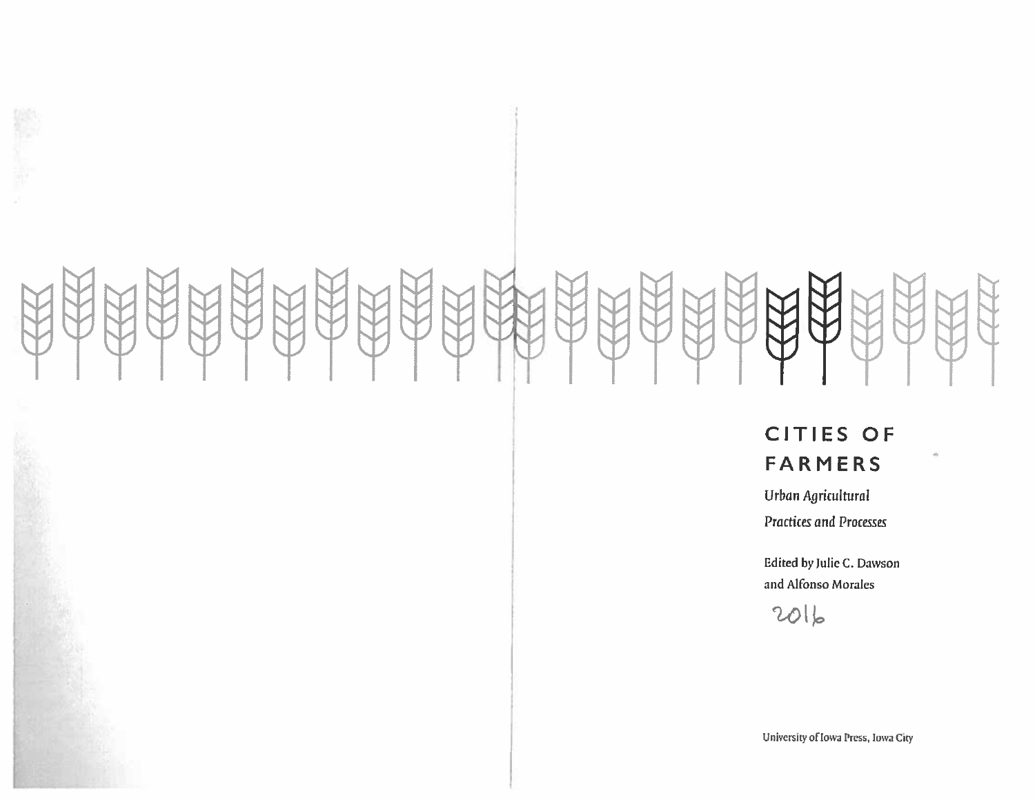# CITIES OF FARMERS

*Urban Agricultural Practices and Processes*

Edited by Julie C. Dawson and Alfonso Morales

2016

University of Iowa Press, Iowa City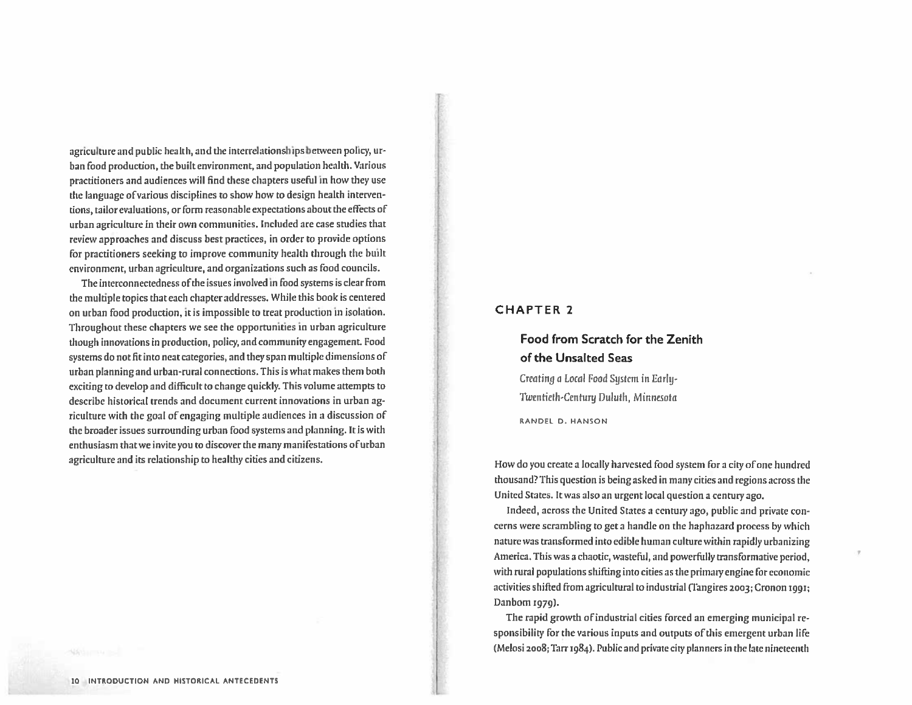agriculture and public health, and the interrelationships between policy, urban food production, the built environment, and population health. Various practitioners and audiences will find these chapters useful in how they use the language of various disciplines to show how to design health interventions, tailor evaluations, or form reasonable expectations about the effects of urban agriculture in their own communities. Included are case studies that review approaches and discuss best practices, in order to provide options for practitioners seeking to improve community health through the built environment, urban agriculture, and organizations such as food councils.

The interconnectedness of the issues involved in food systems is clear from the multiple topics that each chapter addresses. While this book is centered on urban food production, it is impossible to treat production in isolation. Throughout these chapters we see the opportunities in urban agriculture though innovations in production, policy, and community engagement. Food systems do not fit into neat categories, and they span multiple dimensions of urban planning and urban-rural connections. This is what makes them both exciting to develop and difficult to change quickly. This volume attempts to describe historical trends and document current innovations in urban agriculture with the goal of engaging multiple audiences in a discussion of the broader issues surrounding urban food systems and planning. It is with enthusiasm that we invite you to discover the many manifestations of urban agriculture and its relationship to healthy cities and citizens.

# CHAPTER 2

## Food from Scratch for the Zenith of the Unsalted Seas

*Creating a Local Food System in Early-Twentieth-Century Duluth, Minnesota*

RANDEL D. HANSON

How do you create a locally harvested food system for a city of one hundred thousand? This question is being asked in many cities and regions across the United States. It was also an urgent local question a century ago.

Indeed, across the United States a century ago, public and private concerns were scrambling to get a handle on the haphazard process by which nature was transformed into edible human culture within rapidly urbanizing America. This was a chaotic, wasteful, and powerfully transformative period, with rural populations shifting into cities as the primary engine for economic activities shifted from agricultural to industrial (Tangires 2003; Cronon 1991; Danbom 1979).

The rapid growth of industrial cities forced an emerging municipal responsibility for the various inputs and outputs of this emergent urban life (Melosi 2008; Tarr 1984). Public and private city planners in the late nineteenth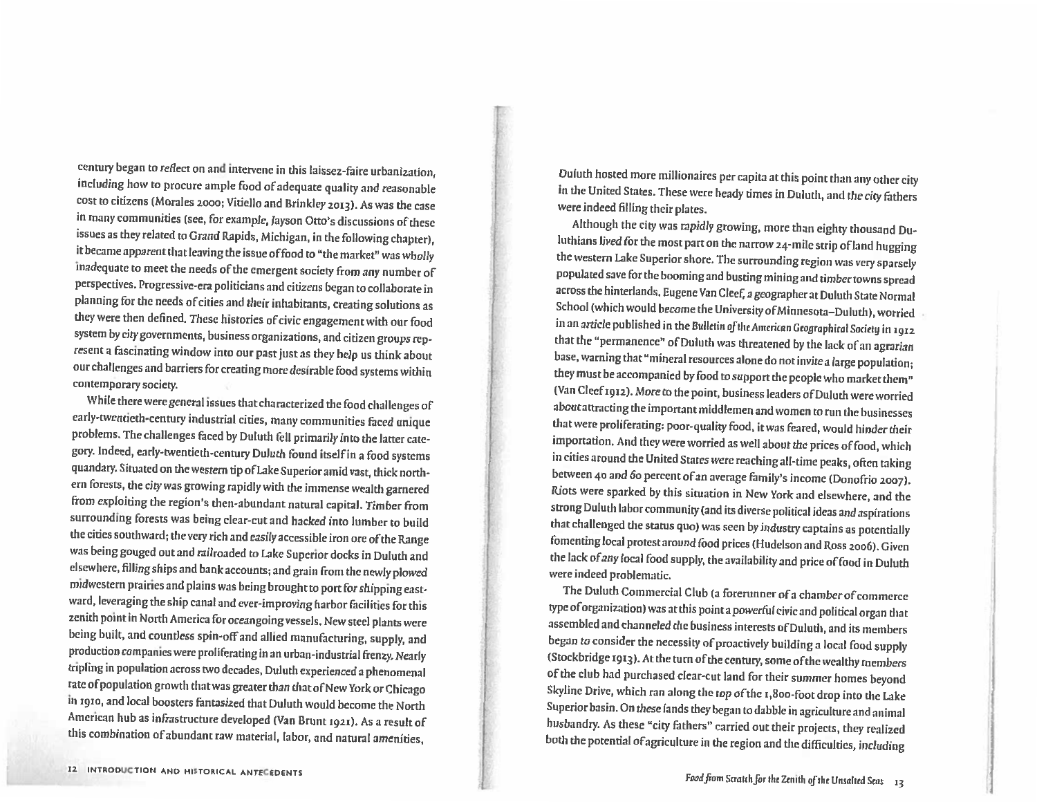century began to reflect on and intervene in this laissez-faire urbanization, including how to procure ample food of adequate quality and reasonable cost to citizens (Morales 2000; Vitiello and Brinkley 2013). As was the case in many communities (see, for example, Jayson Otto's discussions of these issues as they related to Grand Rapids, Michigan, in the following chapter), it became apparent that leaving the issue of food to "the market" was wholly inadequate to meet the needs of the emergent society from any number of perspectives. Progressive-era politicians and citizens began to collaborate in planning for the needs of cities and their inhabitants, creating solutions as they were then defined. These histories of civic engagement with our food system by city governments, business organizations, and citizen groups represent a fascinating window into our past just as they help us think about our challenges and barriers for creating more desirable food systems within contemporary society.

While there were general issues that characterized the food challenges of early-twentieth-century industrial cities, many communities faced unique problems. The challenges faced by Duluth fell primarily into the latter category. Indeed, early-twentieth-century Duluth found itself in a food systems quandary. Situated on the western tip of Lake Superior amid vast, thick northern forests, the city was growing rapidly with the immense wealth garnered from exploiting the region's then-abundant natural capital. Timber from surrounding forests was being clear-cut and hacked into lumber to build the cities southward; the very rich and easily accessible iron ore of the Range was being gouged out and railroaded to Lake Superior docks in Duluth and elsewhere, filling ships and bank accounts; and grain from the newly plowed midwestern prairies and plains was being brought to port for shipping eastward, leveraging the ship canal and ever-improving harbor facilities for this zenith point in North America for oceangoing vessels. New steel plants were being built, and countless spin-off and allied manufacturing, supply, and production companies were proliferating in an urban-industrial frenzy. Nearly tripling in population across two decades, Duluth experienced a phenomenal rate of population growth that was greater than that of New York or Chicago in 1910, and local boosters fantasized that Duluth would become the North American hub as infrastructure developed (Van Brunt 1921). As a result of this combination of abundant raw material, labor, and natural amenities, Duluth hosted more millionaires per capita at this point than any other city in the United States. These were heady times in Duluth, and the city fathers were indeed filling their plates.

Although the city was rapidly growing, more than eighty thousand Duluthians lived for the most part on the narrow 24-mile strip of land hugging the western Lake Superior shore. The surrounding region was very sparsely populated save for the booming and busting mining and timber towns spread across the hinterlands. Eugene Van Cleef, a geographer at Duluth State Normal School (which would become the University of Minnesota–Duluth), worried in an article published in the *Bulletin of the American Geographical Society* in 1912 that the "permanence" of Duluth was threatened by the lack of an agrarian base, warning that "mineral resources alone do not invite a large population; they must be accompanied by food to support the people who market them" (Van Cleef 1912). More to the point, business leaders of Duluth were worried about attracting the important middlemen and women to run the businesses that were proliferating: poor-quality food, it was feared, would hinder their importation. And they were worried as well about the prices of food, which in cities around the United States were reaching all-time peaks, often taking between 40 and 60 percent of an average family's income (Donofrio 2007). Riots were sparked by this situation in New York and elsewhere, and the strong Duluth labor community (and its diverse political ideas and aspirations that challenged the status quo) was seen by industry captains as potentially fomenting local protest around food prices (Hudelson and Ross 2006). Given the lack of any local food supply, the availability and price of food in Duluth were indeed problematic.

The Duluth Commercial Club (a forerunner of a chamber of commerce type of organization) was at this point a powerful civic and political organ that assembled and channeled the business interests of Duluth, and its members began to consider the necessity of proactively building a local food supply (Stockbridge 1913). At the turn of the century, some of the wealthy members of the club had purchased clear-cut land for their summer homes beyond Skyline Drive, which ran along the top of the 1,800-foot drop into the Lake Superior basin. On these lands they began to dabble in agriculture and animal husbandry. As these "city fathers" carried out their projects, they realized both the potential of agriculture in the region and the difficulties, including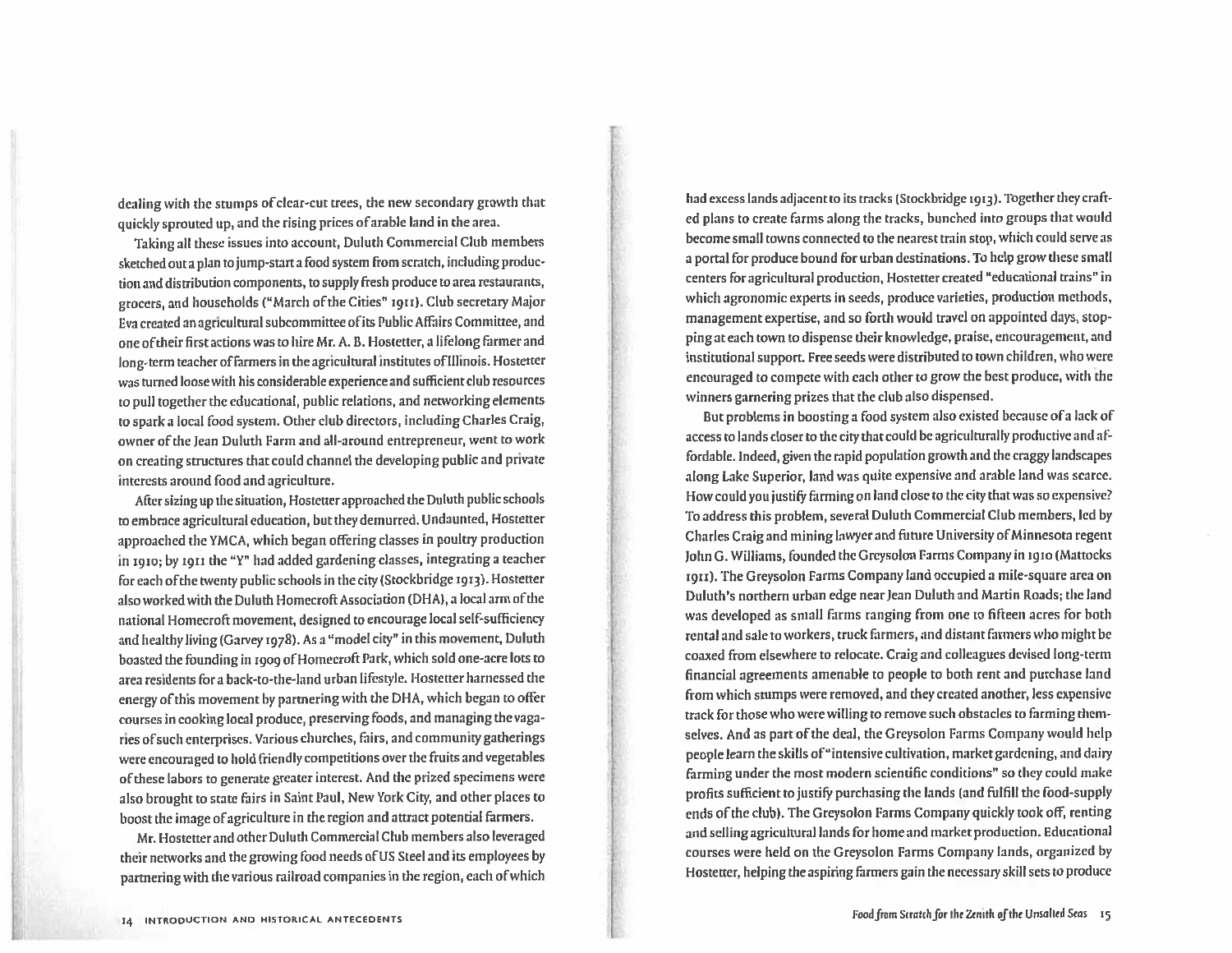dealing with the stumps of clear-cut trees, the new secondary growth that quickly sprouted up, and the rising prices of arable land in the area.

Taking all these issues into account, Duluth Commercial Club members sketched out a plan to jump-start a food system from scratch, including production and distribution components, to supply fresh produce to area restaurants, grocers, and households ("March of the Cities" 1911). Club secretary Major Eva created an agricultural subcommittee of its Public Affairs Committee, and one of their first actions was to hire Mr. A. B. Hostetter, a lifelong farmer and long-term teacher of farmers in the agricultural institutes of Illinois. Hostetter was turned loose with his considerable experience and sufficient club resources to pull together the educational, public relations, and networking elements to spark a local food system. Other club directors, including Charles Craig, owner of the Jean Duluth Farm and all-around entrepreneur, went to work on creating structures that could channel the developing public and private interests around food and agriculture.

After sizing up the situation, Hostetter approached the Duluth public schools to embrace agricultural education, but they demurred. Undaunted, Hostetter approached the YMCA, which began offering classes in poultry production in 1910; by 1911 the "Y" had added gardening classes, integrating a teacher for each of the twenty public schools in the city (Stockbridge 1913). Hostetter also worked with the Duluth Homecroft Association (DHA), a local arm of the national Homecroft movement, designed to encourage local self-sufficiency and healthy living (Garvey 1978). As a "model city" in this movement, Duluth boasted the founding in 1909 of Homecroft Park, which sold one-acre lots to area residents for a back-to-the-land urban lifestyle. Hostetter harnessed the energy of this movement by partnering with the DHA, which began to offer courses in cooking local produce, preserving foods, and managing the vagaries of such enterprises. Various churches, fairs, and community gatherings were encouraged to hold friendly competitions over the fruits and vegetables of these labors to generate greater interest. And the prized specimens were also brought to state fairs in Saint Paul, New York City, and other places to boost the image of agriculture in the region and attract potential farmers.

Mr. Hostetter and other Duluth Commercial Club members also leveraged their networks and the growing food needs of US Steel and its employees by partnering with the various railroad companies in the region, each of which had excess lands adjacent to its tracks (Stockbridge 1913). Together they crafted plans to create farms along the tracks, bunched into groups that would become small towns connected to the nearest train stop, which could serve as a portal for produce bound for urban destinations. To help grow these small centers for agricultural production, Hostetter created "educational trains" in which agronomic experts in seeds, produce varieties, production methods, management expertise, and so forth would travel on appointed days, stopping at each town to dispense their knowledge, praise, encouragement, and institutional support. Free seeds were distributed to town children, who were encouraged to compete with each other to grow the best produce, with the winners garnering prizes that the club also dispensed.

But problems in boosting a food system also existed because of a lack of access to lands closer to the city that could be agriculturally productive and affordable. Indeed, given the rapid population growth and the craggy landscapes along Lake Superior, land was quite expensive and arable land was scarce. How could you justify farming on land close to the city that was so expensive? To address this problem, several Duluth Commercial Club members, led by Charles Craig and mining lawyer and future University of Minnesota regent John G. Williams, founded the Greysolon Farms Company in 1910 (Mattocks 1911). The Greysolon Farms Company land occupied a mile-square area on Duluth's northern urban edge near Jean Duluth and Martin Roads; the land was developed as small farms ranging from one to fifteen acres for both rental and sale to workers, truck farmers, and distant farmers who might be coaxed from elsewhere to relocate. Craig and colleagues devised long-term financial agreements amenable to people to both rent and purchase land from which stumps were removed, and they created another, less expensive track for those who were willing to remove such obstacles to farming themselves. And as part of the deal, the Greysolon Farms Company would help people learn the skills of "intensive cultivation, market gardening, and dairy farming under the most modern scientific conditions" so they could make profits sufficient to justify purchasing the lands (and fulfill the food-supply ends of the club). The Greysolon Farms Company quickly took off, renting and selling agricultural lands for home and market production. Educational courses were held on the Greysolon Farms Company lands, organized by Hostetter, helping the aspiring farmers gain the necessary skill sets to produce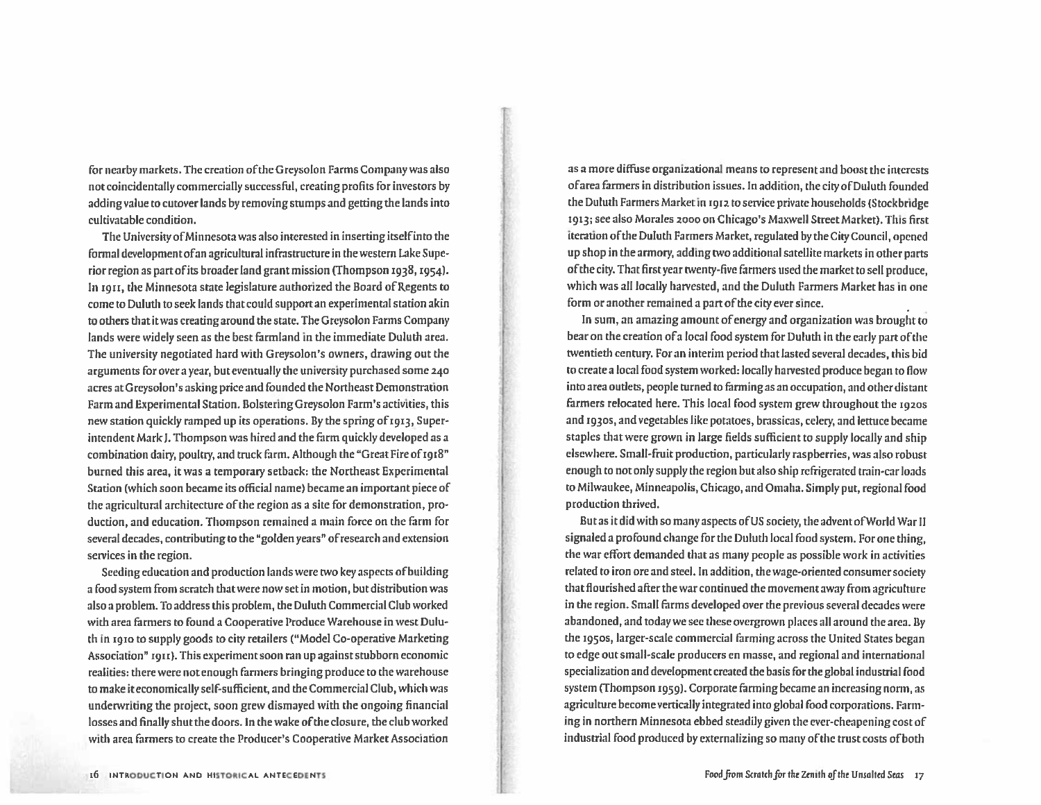for nearby markets. The creation of the Greysolon Farms Company was also not coincidentally commercially successful, creating profits for investors by adding value to cutover lands by removing stumps and getting the lands into cultivatable condition.

The University of Minnesota was also interested in inserting itself into the formal development of an agricultural infrastructure in the western Lake Superior region as part of its broader land grant mission (Thompson 1938, 1954). In 1911, the Minnesota state legislature authorized the Board of Regents to come to Duluth to seek lands that could support an experimental station akin to others that it was creating around the state. The Greysolon Farms Company lands were widely seen as the best farmland in the immediate Duluth area. The university negotiated hard with Greysolon's owners, drawing out the arguments for over a year, but eventually the university purchased some 240 acres at Greysolon's asking price and founded the Northeast Demonstration Farm and Experimental Station. Bolstering Greysolon Farm's activities, this new station quickly ramped up its operations. By the spring of 1913, Superintendent Mark J. Thompson was hired and the farm quickly developed as a combination dairy, poultry, and truck farm. Although the "Great Fire of 1918" burned this area, it was a temporary setback: the Northeast Experimental Station (which soon became its official name) became an important piece of the agricultural architecture of the region as a site for demonstration, production, and education. Thompson remained a main force on the farm for several decades, contributing to the "golden years" of research and extension services in the region.

Seeding education and production lands were two key aspects of building a food system from scratch that were now set in motion, but distribution was also a problem. To address this problem, the Duluth Commercial Club worked with area farmers to found a Cooperative Produce Warehouse in west Duluth in 1910 to supply goods to city retailers ("Model Co-operative Marketing Association" 1911). This experiment soon ran up against stubborn economic realities: there were not enough farmers bringing produce to the warehouse to make it economically self-sufficient, and the Commercial Club, which was underwriting the project, soon grew dismayed with the ongoing financial losses and finally shut the doors. In the wake of the closure, the club worked with area farmers to create the Producer's Cooperative Market Association as a more diffuse organizational means to represent and boost the interests of area farmers in distribution issues. In addition, the city of Duluth founded the Duluth Farmers Market in 1912 to service private households (Stockbridge 1913; see also Morales 2000 on Chicago's Maxwell Street Market). This first iteration of the Duluth Farmers Market, regulated by the City Council, opened up shop in the armory, adding two additional satellite markets in other parts of the city. That first year twenty-five farmers used the market to sell produce, which was all locally harvested, and the Duluth Farmers Market has in one form or another remained a part of the city ever since.

In sum, an amazing amount of energy and organization was brought to bear on the creation of a local food system for Duluth in the early part of the twentieth century. For an interim period that lasted several decades, this bid to create a local food system worked: locally harvested produce began to flow into area outlets, people turned to farming as an occupation, and other distant farmers relocated here. This local food system grew throughout the 1920s and 1930s, and vegetables like potatoes, brassicas, celery, and lettuce became staples that were grown in large fields sufficient to supply locally and ship elsewhere. Small-fruit production, particularly raspberries, was also robust enough to not only supply the region but also ship refrigerated train-car loads to Milwaukee, Minneapolis, Chicago, and Omaha. Simply put, regional food production thrived.

But as it did with so many aspects of US society, the advent of World War II signaled a profound change for the Duluth local food system. For one thing, the war effort demanded that as many people as possible work in activities related to iron ore and steel. In addition, the wage-oriented consumer society that flourished after the war continued the movement away from agriculture in the region. Small farms developed over the previous several decades were abandoned, and today we see these overgrown places all around the area. By the 1950s, larger-scale commercial farming across the United States began to edge out small-scale producers en masse, and regional and international specialization and development created the basis for the global industrial food system (Thompson 1959). Corporate farming became an increasing norm, as agriculture become vertically integrated into global food corporations. Farming in northern Minnesota ebbed steadily given the ever-cheapening cost of industrial food produced by externalizing so many of the trust costs of both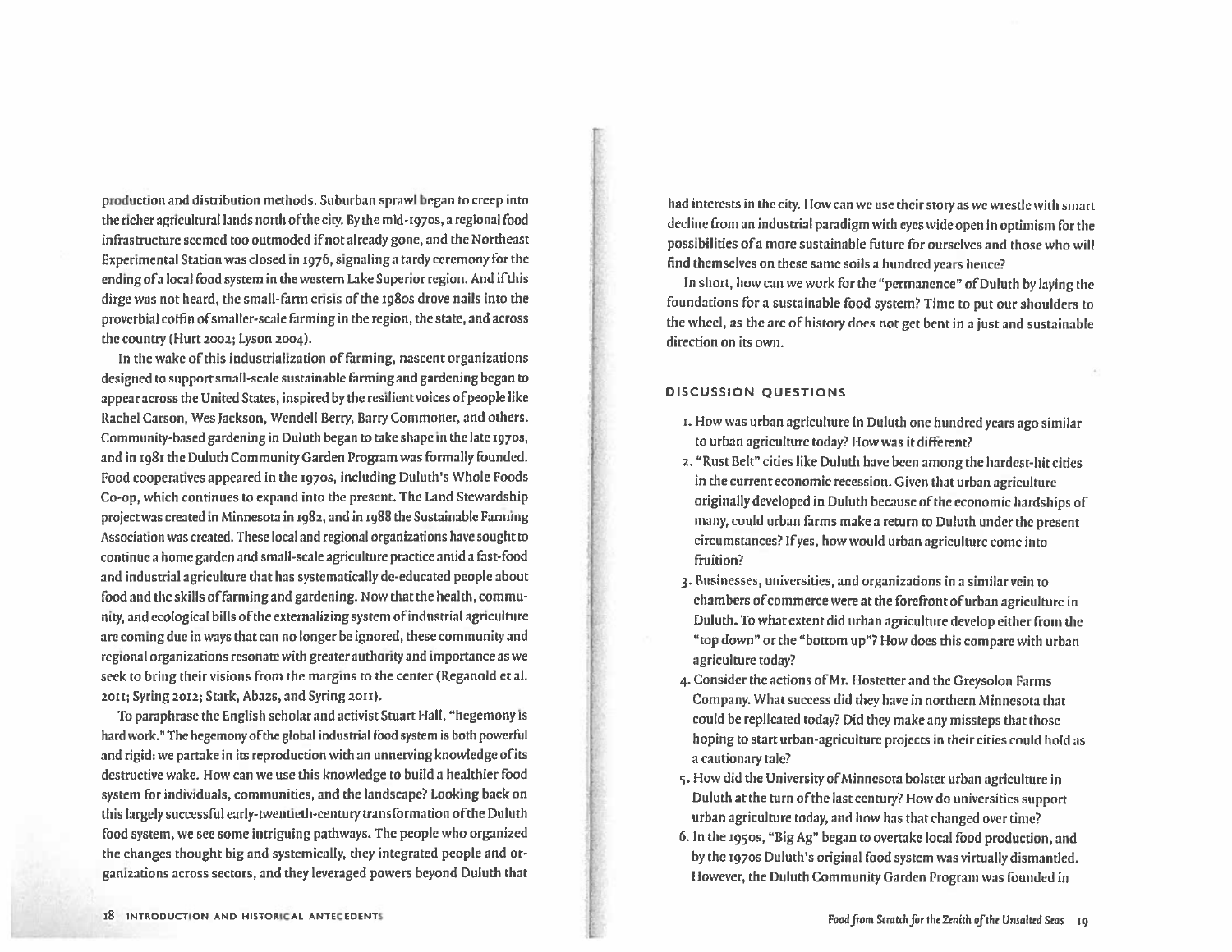production and distribution methods. Suburban sprawl began to creep into the richer agricultural lands north of the city. By the mid-1970s, a regional food infrastructure seemed too outmoded if not already gone, and the Northeast Experimental Station was closed in 1976, signaling a tardy ceremony for the ending of a local food system in the western Lake Superior region. And if this dirge was not heard, the small-farm crisis of the 1980s drove nails into the proverbial coffin of smaller-scale farming in the region, the state, and across the country (Hurt 2002; Lyson 2004).

In the wake of this industrialization of farming, nascent organizations designed to support small-scale sustainable farming and gardening began to appear across the United States, inspired by the resilient voices of people like Rachel Carson, Wes Jackson, Wendell Berry, Barry Commoner, and others. Community-based gardening in Duluth began to take shape in the late 1970s, and in 1981 the Duluth Community Garden Program was formally founded. Food cooperatives appeared in the 1970s, including Duluth's Whole Foods Co-op, which continues to expand into the present. The Land Stewardship project was created in Minnesota in 1982, and in 1988 the Sustainable Farming Association was created. These local and regional organizations have sought to continue a home garden and small-scale agriculture practice amid a fast-food and industrial agriculture that has systematically de-educated people about food and the skills of farming and gardening. Now that the health, community, and ecological bills of the externalizing system of industrial agriculture are coming due in ways that can no longer be ignored, these community and regional organizations resonate with greater authority and importance as we seek to bring their visions from the margins to the center (Reganold et al. 2011; Syring 2012; Stark, Abazs, and Syring 2011).

To paraphrase the English scholar and activist Stuart Hall, "hegemony is hard work." The hegemony of the global industrial food system is both powerful and rigid: we partake in its reproduction with an unnerving knowledge of its destructive wake. How can we use this knowledge to build a healthier food system for individuals, communities, and the landscape? Looking back on this largely successful early-twentieth-century transformation of the Duluth food system, we see some intriguing pathways. The people who organized the changes thought big and systemically, they integrated people and organizations across sectors, and they leveraged powers beyond Duluth that had interests in the city. How can we use their story as we wrestle with smart decline from an industrial paradigm with eyes wide open in optimism for the possibilities of a more sustainable future for ourselves and those who will find themselves on these same soils a hundred years hence?

In short, how can we work for the "permanence" of Duluth by laying the foundations for a sustainable food system? Time to put our shoulders to the wheel, as the arc of history does not get bent in a just and sustainable direction on its own.

## DISCUSSION QUESTIONS

1. How was urban agriculture in Duluth one hundred years ago similar to urban agriculture today? How was it different?
2. "Rust Belt" cities like Duluth have been among the hardest-hit cities in the current economic recession. Given that urban agriculture originally developed in Duluth because of the economic hardships of many, could urban farms make a return to Duluth under the present circumstances? If yes, how would urban agriculture come into fruition?
3. Businesses, universities, and organizations in a similar vein to chambers of commerce were at the forefront of urban agriculture in Duluth. To what extent did urban agriculture develop either from the "top down" or the "bottom up"? How does this compare with urban agriculture today?
4. Consider the actions of Mr. Hostetter and the Greysolon Farms Company. What success did they have in northern Minnesota that could be replicated today? Did they make any missteps that those hoping to start urban-agriculture projects in their cities could hold as a cautionary tale?
5. How did the University of Minnesota bolster urban agriculture in Duluth at the turn of the last century? How do universities support urban agriculture today, and how has that changed over time?
6. In the 1950s, "Big Ag" began to overtake local food production, and by the 1970s Duluth's original food system was virtually dismantled. However, the Duluth Community Garden Program was founded in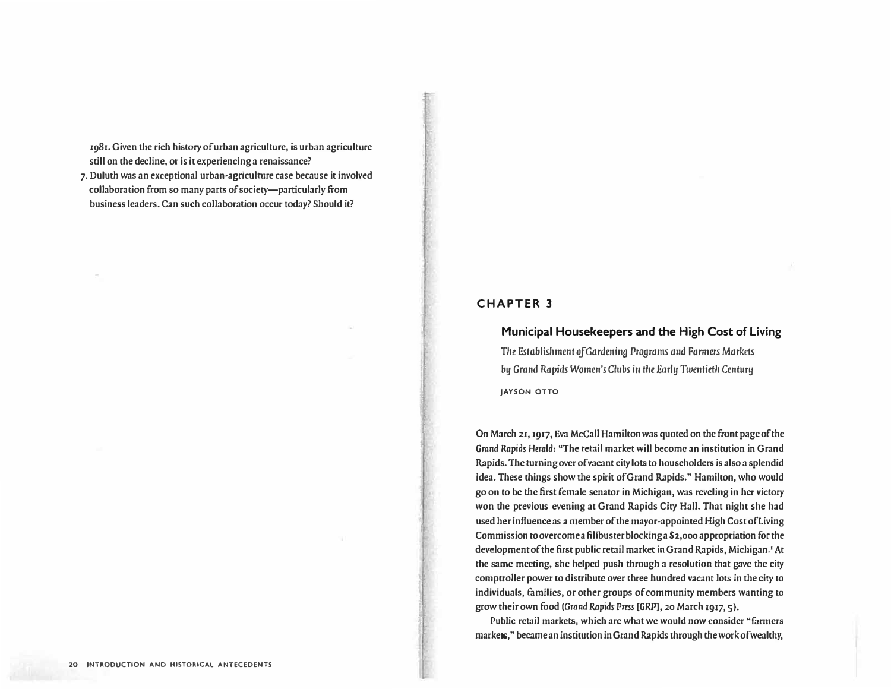1981. Given the rich history of urban agriculture, is urban agriculture still on the decline, or is it experiencing a renaissance?

7. Duluth was an exceptional urban-agriculture case because it involved collaboration from so many parts of society—particularly from business leaders. Can such collaboration occur today? Should it?

## CHAPTER 3

### Municipal Housekeepers and the High Cost of Living

*The Establishment of Gardening Programs and Farmers Markets by Grand Rapids Women's Clubs in the Early Twentieth Century*

JAYSON OTTO

On March 21, 1917, Eva McCall Hamilton was quoted on the front page of the *Grand Rapids Herald*: "The retail market will become an institution in Grand Rapids. The turning over of vacant city lots to householders is also a splendid idea. These things show the spirit of Grand Rapids." Hamilton, who would go on to be the first female senator in Michigan, was reveling in her victory won the previous evening at Grand Rapids City Hall. That night she had used her influence as a member of the mayor-appointed High Cost of Living Commission to overcome a filibuster blocking a $2,000 appropriation for the development of the first public retail market in Grand Rapids, Michigan.[1] At the same meeting, she helped push through a resolution that gave the city comptroller power to distribute over three hundred vacant lots in the city to individuals, families, or other groups of community members wanting to grow their own food (*Grand Rapids Press* [GRP], 20 March 1917, 5).

Public retail markets, which are what we would now consider "farmers markets," became an institution in Grand Rapids through the work of wealthy,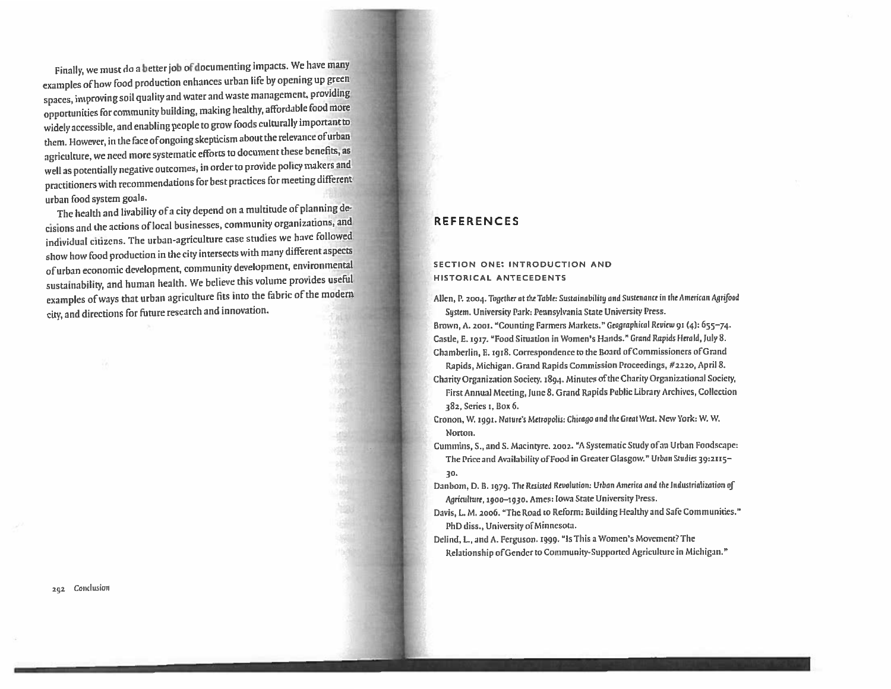Finally, we must do a better job of documenting impacts. We have many examples of how food production enhances urban life by opening up green spaces, improving soil quality and water and waste management, providing opportunities for community building, making healthy, affordable food more widely accessible, and enabling people to grow foods culturally important to them. However, in the face of ongoing skepticism about the relevance of urban agriculture, we need more systematic efforts to document these benefits, as well as potentially negative outcomes, in order to provide policy makers and practitioners with recommendations for best practices for meeting different urban food system goals.

The health and livability of a city depend on a multitude of planning decisions and the actions of local businesses, community organizations, and individual citizens. The urban-agriculture case studies we have followed show how food production in the city intersects with many different aspects of urban economic development, community development, environmental sustainability, and human health. We believe this volume provides useful examples of ways that urban agriculture fits into the fabric of the modern city, and directions for future research and innovation.

# REFERENCES

## SECTION ONE: INTRODUCTION AND HISTORICAL ANTECEDENTS

Allen, P. 2004. *Together at the Table: Sustainability and Sustenance in the American Agrifood System*. University Park: Pennsylvania State University Press.

Brown, A. 2001. "Counting Farmers Markets." *Geographical Review* 91 (4): 655–74.

Castle, E. 1917. "Food Situation in Women's Hands." *Grand Rapids Herald*, July 8.

Chamberlin, E. 1918. Correspondence to the Board of Commissioners of Grand Rapids, Michigan. Grand Rapids Commission Proceedings, #2220, April 8.

Charity Organization Society. 1894. Minutes of the Charity Organizational Society, First Annual Meeting, June 8. Grand Rapids Public Library Archives, Collection 382, Series 1, Box 6.

Cronon, W. 1991. *Nature's Metropolis: Chicago and the Great West*. New York: W. W. Norton.

Cummins, S., and S. Macintyre. 2002. "A Systematic Study of an Urban Foodscape: The Price and Availability of Food in Greater Glasgow." *Urban Studies* 39:2115–30.

Danbom, D. B. 1979. *The Resisted Revolution: Urban America and the Industrialization of Agriculture, 1900–1930*. Ames: Iowa State University Press.

Davis, L. M. 2006. "The Road to Reform: Building Healthy and Safe Communities." PhD diss., University of Minnesota.

Delind, L., and A. Ferguson. 1999. "Is This a Women's Movement? The Relationship of Gender to Community-Supported Agriculture in Michigan."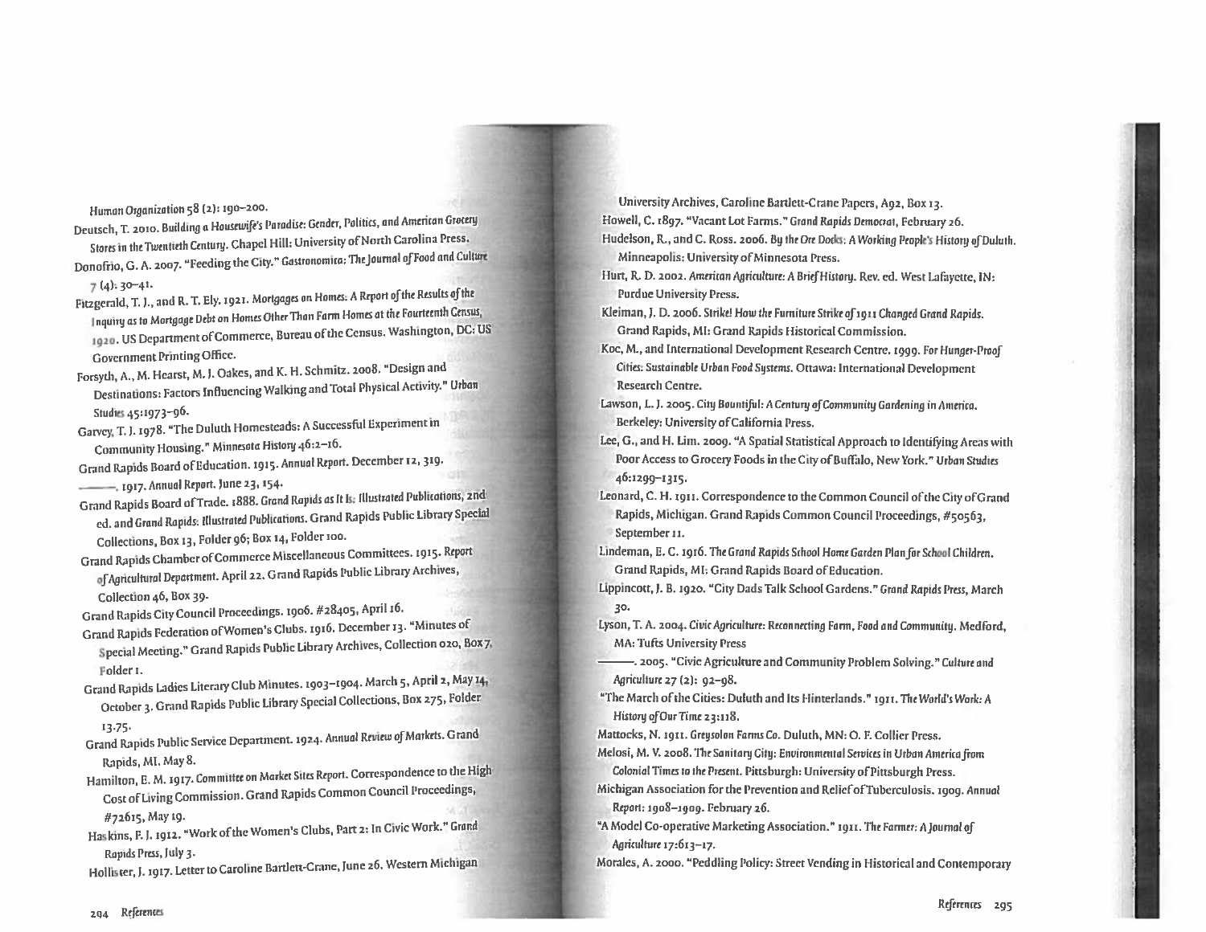*Human Organization* 58 (2): 190–200.

Deutsch, T. 2010. *Building a Housewife's Paradise: Gender, Politics, and American Grocery Stores in the Twentieth Century*. Chapel Hill: University of North Carolina Press.

Donofrio, G. A. 2007. "Feeding the City." *Gastronomica: The Journal of Food and Culture* 7 (4): 30–41.

Fitzgerald, T. J., and R. T. Ely. 1921. *Mortgages on Homes: A Report of the Results of the Inquiry as to Mortgage Debt on Homes Other Than Farm Homes at the Fourteenth Census, 1920*. US Department of Commerce, Bureau of the Census. Washington, DC: US Government Printing Office.

Forsyth, A., M. Hearst, M. J. Oakes, and K. H. Schmitz. 2008. "Design and Destinations: Factors Influencing Walking and Total Physical Activity." *Urban Studies* 45:1973–96.

Garvey, T. J. 1978. "The Duluth Homesteads: A Successful Experiment in Community Housing." *Minnesota History* 46:2–16.

Grand Rapids Board of Education. 1915. *Annual Report*. December 12, 319.

———. 1917. *Annual Report*. June 23, 154.

Grand Rapids Board of Trade. 1888. *Grand Rapids as It Is: Illustrated Publications*, 2nd ed. and *Grand Rapids: Illustrated Publications*. Grand Rapids Public Library Special Collections, Box 13, Folder 96; Box 14, Folder 100.

Grand Rapids Chamber of Commerce Miscellaneous Committees. 1915. *Report of Agricultural Department*. April 22. Grand Rapids Public Library Archives, Collection 46, Box 39.

Grand Rapids City Council Proceedings. 1906. #28405, April 16.

Grand Rapids Federation of Women's Clubs. 1916. December 13. "Minutes of Special Meeting." Grand Rapids Public Library Archives, Collection 020, Box 7, Folder 1.

Grand Rapids Ladies Literary Club Minutes. 1903–1904. March 5, April 2, May 14, October 3. Grand Rapids Public Library Special Collections, Box 275, Folder 13.75.

Grand Rapids Public Service Department. 1924. *Annual Review of Markets*. Grand Rapids, MI. May 8.

Hamilton, E. M. 1917. *Committee on Market Sites Report*. Correspondence to the High Cost of Living Commission. Grand Rapids Common Council Proceedings, #72615, May 19.

Haskins, F. J. 1912. "Work of the Women's Clubs, Part 2: In Civic Work." *Grand Rapids Press*, July 3.

Hollister, J. 1917. Letter to Caroline Bartlett-Crane, June 26. Western Michigan University Archives, Caroline Bartlett-Crane Papers, A92, Box 13.

Howell, C. 1897. "Vacant Lot Farms." *Grand Rapids Democrat*, February 26.

Hudelson, R., and C. Ross. 2006. *By the Ore Docks: A Working People's History of Duluth*. Minneapolis: University of Minnesota Press.

Hurt, R. D. 2002. *American Agriculture: A Brief History*. Rev. ed. West Lafayette, IN: Purdue University Press.

Kleiman, J. D. 2006. *Strike! How the Furniture Strike of 1911 Changed Grand Rapids*. Grand Rapids, MI: Grand Rapids Historical Commission.

Koc, M., and International Development Research Centre. 1999. *For Hunger-Proof Cities: Sustainable Urban Food Systems*. Ottawa: International Development Research Centre.

Lawson, L. J. 2005. *City Bountiful: A Century of Community Gardening in America*. Berkeley: University of California Press.

Lee, G., and H. Lim. 2009. "A Spatial Statistical Approach to Identifying Areas with Poor Access to Grocery Foods in the City of Buffalo, New York." *Urban Studies* 46:1299–1315.

Leonard, C. H. 1911. Correspondence to the Common Council of the City of Grand Rapids, Michigan. Grand Rapids Common Council Proceedings, #50563, September 11.

Lindeman, E. C. 1916. *The Grand Rapids School Home Garden Plan for School Children*. Grand Rapids, MI: Grand Rapids Board of Education.

Lippincott, J. B. 1920. "City Dads Talk School Gardens." *Grand Rapids Press*, March 30.

Lyson, T. A. 2004. *Civic Agriculture: Reconnecting Farm, Food and Community*. Medford, MA: Tufts University Press

———. 2005. "Civic Agriculture and Community Problem Solving." *Culture and Agriculture* 27 (2): 92–98.

"The March of the Cities: Duluth and Its Hinterlands." 1911. *The World's Work: A History of Our Time* 23:118.

Mattocks, N. 1911. *Greysolon Farms Co*. Duluth, MN: O. F. Collier Press.

Melosi, M. V. 2008. *The Sanitary City: Environmental Services in Urban America from Colonial Times to the Present*. Pittsburgh: University of Pittsburgh Press.

Michigan Association for the Prevention and Relief of Tuberculosis. 1909. *Annual Report: 1908–1909*. February 26.

"A Model Co-operative Marketing Association." 1911. *The Farmer: A Journal of Agriculture* 17:613–17.

Morales, A. 2000. "Peddling Policy: Street Vending in Historical and Contemporary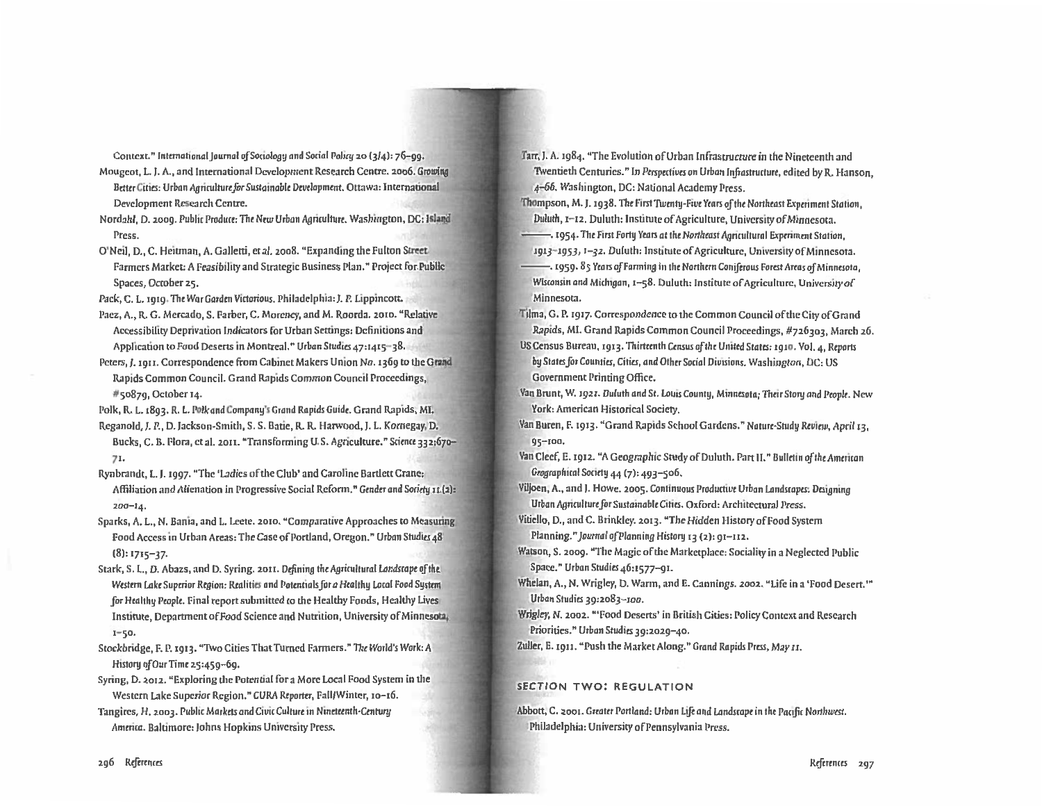Context." *International Journal of Sociology and Social Policy* 20 (3/4): 76–99.

Mougeot, L. J. A., and International Development Research Centre. 2006. *Growing Better Cities: Urban Agriculture for Sustainable Development*. Ottawa: International Development Research Centre.

Nordahl, D. 2009. *Public Produce: The New Urban Agriculture*. Washington, DC: Island Press.

O'Neil, D., C. Heitman, A. Galletti, et al. 2008. "Expanding the Fulton Street Farmers Market: A Feasibility and Strategic Business Plan." Project for Public Spaces, October 25.

Pack, C. L. 1919. *The War Garden Victorious*. Philadelphia: J. P. Lippincott.

Paez, A., R. G. Mercado, S. Farber, C. Morency, and M. Roorda. 2010. "Relative Accessibility Deprivation Indicators for Urban Settings: Definitions and Application to Food Deserts in Montreal." *Urban Studies* 47:1415–38.

Peters, J. 1911. Correspondence from Cabinet Makers Union No. 1369 to the Grand Rapids Common Council. Grand Rapids Common Council Proceedings, #50879, October 14.

Polk, R. L. 1893. *R. L. Polk and Company's Grand Rapids Guide*. Grand Rapids, MI.

Reganold, J. P., D. Jackson-Smith, S. S. Batie, R. R. Harwood, J. L. Kornegay, D. Bucks, C. B. Flora, et al. 2011. "Transforming U.S. Agriculture." *Science* 332:670–71.

Rynbrandt, L. J. 1997. "The 'Ladies of the Club' and Caroline Bartlett Crane: Affiliation and Alienation in Progressive Social Reform." *Gender and Society* 11 (2): 200–14.

Sparks, A. L., N. Bania, and L. Leete. 2010. "Comparative Approaches to Measuring Food Access in Urban Areas: The Case of Portland, Oregon." *Urban Studies* 48 (8): 1715–37.

Stark, S. L., D. Abazs, and D. Syring. 2011. *Defining the Agricultural Landscape of the Western Lake Superior Region: Realities and Potentials for a Healthy Local Food System for Healthy People*. Final report submitted to the Healthy Foods, Healthy Lives Institute, Department of Food Science and Nutrition, University of Minnesota, 1–50.

Stockbridge, F. P. 1913. "Two Cities That Turned Farmers." *The World's Work: A History of Our Time* 25:459–69.

Syring, D. 2012. "Exploring the Potential for a More Local Food System in the Western Lake Superior Region." *CURA Reporter*, Fall/Winter, 10–16.

Tangires, H. 2003. *Public Markets and Civic Culture in Nineteenth-Century America*. Baltimore: Johns Hopkins University Press.

Tarr, J. A. 1984. "The Evolution of Urban Infrastructure in the Nineteenth and Twentieth Centuries." In *Perspectives on Urban Infrastructure*, edited by R. Hanson, 4–66. Washington, DC: National Academy Press.

Thompson, M. J. 1938. *The First Twenty-Five Years of the Northeast Experiment Station*, Duluth, 1–12. Duluth: Institute of Agriculture, University of Minnesota.

———. 1954. *The First Forty Years at the Northeast Agricultural Experiment Station, 1913–1953*, 1–32. Duluth: Institute of Agriculture, University of Minnesota.

———. 1959. *85 Years of Farming in the Northern Coniferous Forest Areas of Minnesota, Wisconsin and Michigan*, 1–58. Duluth: Institute of Agriculture, University of Minnesota.

Tilma, G. P. 1917. Correspondence to the Common Council of the City of Grand Rapids, MI. Grand Rapids Common Council Proceedings, #726303, March 26.

US Census Bureau, 1913. *Thirteenth Census of the United States: 1910*. Vol. 4, *Reports by States for Counties, Cities, and Other Social Divisions*. Washington, DC: US Government Printing Office.

Van Brunt, W. 1921. *Duluth and St. Louis County, Minnesota; Their Story and People*. New York: American Historical Society.

Van Buren, F. 1913. "Grand Rapids School Gardens." *Nature-Study Review*, April 13, 95–100.

Van Cleef, E. 1912. "A Geographic Study of Duluth. Part II." *Bulletin of the American Geographical Society* 44 (7): 493–506.

Viljoen, A., and J. Howe. 2005. *Continuous Productive Urban Landscapes: Designing Urban Agriculture for Sustainable Cities*. Oxford: Architectural Press.

Vitiello, D., and C. Brinkley. 2013. "The Hidden History of Food System Planning." *Journal of Planning History* 13 (2): 91–112.

Watson, S. 2009. "The Magic of the Marketplace: Sociality in a Neglected Public Space." *Urban Studies* 46:1577–91.

Whelan, A., N. Wrigley, D. Warm, and E. Cannings. 2002. "Life in a 'Food Desert.'" *Urban Studies* 39:2083–100.

Wrigley, N. 2002. "'Food Deserts' in British Cities: Policy Context and Research Priorities." *Urban Studies* 39:2029–40.

Zuller, E. 1911. "Push the Market Along." *Grand Rapids Press*, May 11.

## SECTION TWO: REGULATION

Abbott, C. 2001. *Greater Portland: Urban Life and Landscape in the Pacific Northwest*. Philadelphia: University of Pennsylvania Press.